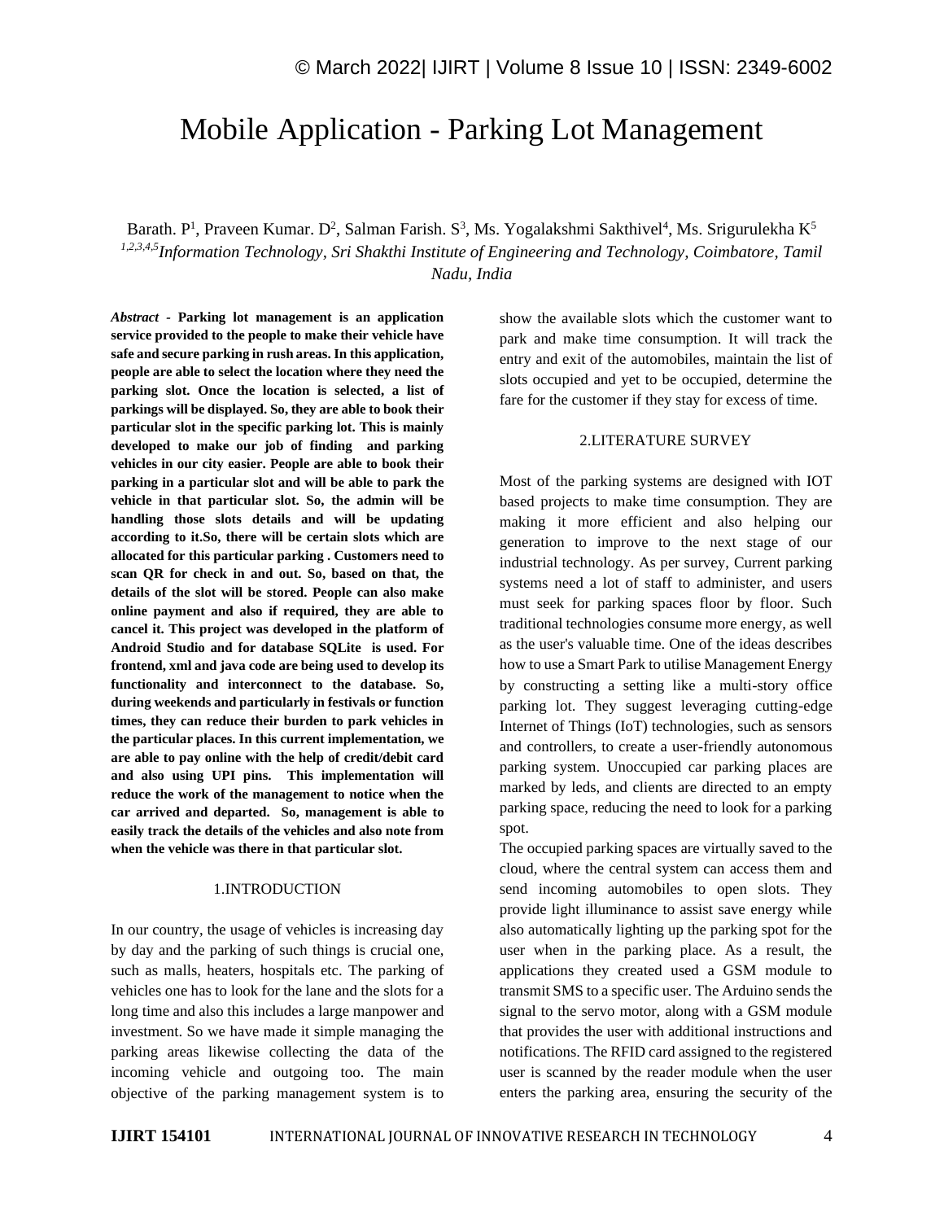# Mobile Application - Parking Lot Management

Barath. P[1], Praveen Kumar. D[2], Salman Farish. S[3], Ms. Yogalakshmi Sakthivel[4], Ms. Srigurulekha K[5]

[1,2,3,4,5]*Information Technology, Sri Shakthi Institute of Engineering and Technology, Coimbatore, Tamil Nadu, India*

***Abstract* - Parking lot management is an application service provided to the people to make their vehicle have safe and secure parking in rush areas. In this application, people are able to select the location where they need the parking slot. Once the location is selected, a list of parkings will be displayed. So, they are able to book their particular slot in the specific parking lot. This is mainly developed to make our job of finding and parking vehicles in our city easier. People are able to book their parking in a particular slot and will be able to park the vehicle in that particular slot. So, the admin will be handling those slots details and will be updating according to it.So, there will be certain slots which are allocated for this particular parking . Customers need to scan QR for check in and out. So, based on that, the details of the slot will be stored. People can also make online payment and also if required, they are able to cancel it. This project was developed in the platform of Android Studio and for database SQLite is used. For frontend, xml and java code are being used to develop its functionality and interconnect to the database. So, during weekends and particularly in festivals or function times, they can reduce their burden to park vehicles in the particular places. In this current implementation, we are able to pay online with the help of credit/debit card and also using UPI pins. This implementation will reduce the work of the management to notice when the car arrived and departed. So, management is able to easily track the details of the vehicles and also note from when the vehicle was there in that particular slot.**

## 1.INTRODUCTION

In our country, the usage of vehicles is increasing day by day and the parking of such things is crucial one, such as malls, heaters, hospitals etc. The parking of vehicles one has to look for the lane and the slots for a long time and also this includes a large manpower and investment. So we have made it simple managing the parking areas likewise collecting the data of the incoming vehicle and outgoing too. The main objective of the parking management system is to show the available slots which the customer want to park and make time consumption. It will track the entry and exit of the automobiles, maintain the list of slots occupied and yet to be occupied, determine the fare for the customer if they stay for excess of time.

## 2.LITERATURE SURVEY

Most of the parking systems are designed with IOT based projects to make time consumption. They are making it more efficient and also helping our generation to improve to the next stage of our industrial technology. As per survey, Current parking systems need a lot of staff to administer, and users must seek for parking spaces floor by floor. Such traditional technologies consume more energy, as well as the user's valuable time. One of the ideas describes how to use a Smart Park to utilise Management Energy by constructing a setting like a multi-story office parking lot. They suggest leveraging cutting-edge Internet of Things (IoT) technologies, such as sensors and controllers, to create a user-friendly autonomous parking system. Unoccupied car parking places are marked by leds, and clients are directed to an empty parking space, reducing the need to look for a parking spot.

The occupied parking spaces are virtually saved to the cloud, where the central system can access them and send incoming automobiles to open slots. They provide light illuminance to assist save energy while also automatically lighting up the parking spot for the user when in the parking place. As a result, the applications they created used a GSM module to transmit SMS to a specific user. The Arduino sends the signal to the servo motor, along with a GSM module that provides the user with additional instructions and notifications. The RFID card assigned to the registered user is scanned by the reader module when the user enters the parking area, ensuring the security of the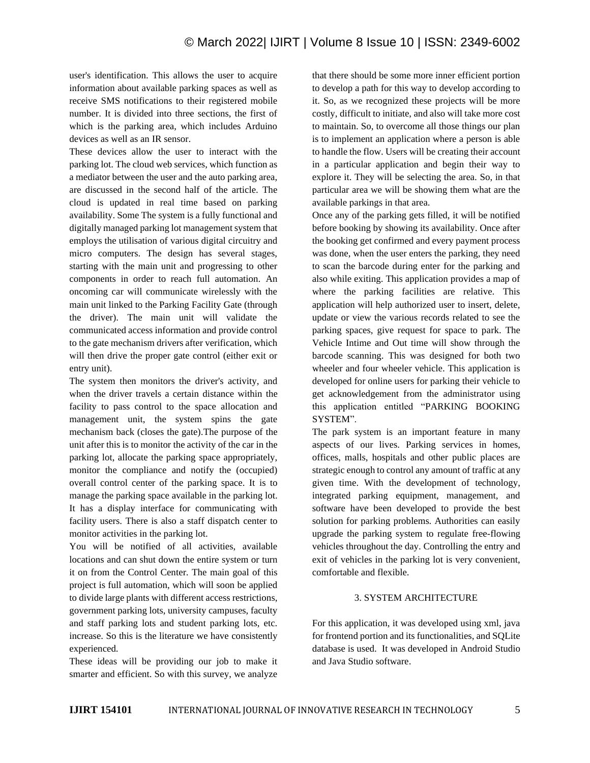user's identification. This allows the user to acquire information about available parking spaces as well as receive SMS notifications to their registered mobile number. It is divided into three sections, the first of which is the parking area, which includes Arduino devices as well as an IR sensor.

These devices allow the user to interact with the parking lot. The cloud web services, which function as a mediator between the user and the auto parking area, are discussed in the second half of the article. The cloud is updated in real time based on parking availability. Some The system is a fully functional and digitally managed parking lot management system that employs the utilisation of various digital circuitry and micro computers. The design has several stages, starting with the main unit and progressing to other components in order to reach full automation. An oncoming car will communicate wirelessly with the main unit linked to the Parking Facility Gate (through the driver). The main unit will validate the communicated access information and provide control to the gate mechanism drivers after verification, which will then drive the proper gate control (either exit or entry unit).

The system then monitors the driver's activity, and when the driver travels a certain distance within the facility to pass control to the space allocation and management unit, the system spins the gate mechanism back (closes the gate).The purpose of the unit after this is to monitor the activity of the car in the parking lot, allocate the parking space appropriately, monitor the compliance and notify the (occupied) overall control center of the parking space. It is to manage the parking space available in the parking lot. It has a display interface for communicating with facility users. There is also a staff dispatch center to monitor activities in the parking lot.

You will be notified of all activities, available locations and can shut down the entire system or turn it on from the Control Center. The main goal of this project is full automation, which will soon be applied to divide large plants with different access restrictions, government parking lots, university campuses, faculty and staff parking lots and student parking lots, etc. increase. So this is the literature we have consistently experienced.

These ideas will be providing our job to make it smarter and efficient. So with this survey, we analyze that there should be some more inner efficient portion to develop a path for this way to develop according to it. So, as we recognized these projects will be more costly, difficult to initiate, and also will take more cost to maintain. So, to overcome all those things our plan is to implement an application where a person is able to handle the flow. Users will be creating their account in a particular application and begin their way to explore it. They will be selecting the area. So, in that particular area we will be showing them what are the available parkings in that area.

Once any of the parking gets filled, it will be notified before booking by showing its availability. Once after the booking get confirmed and every payment process was done, when the user enters the parking, they need to scan the barcode during enter for the parking and also while exiting. This application provides a map of where the parking facilities are relative. This application will help authorized user to insert, delete, update or view the various records related to see the parking spaces, give request for space to park. The Vehicle Intime and Out time will show through the barcode scanning. This was designed for both two wheeler and four wheeler vehicle. This application is developed for online users for parking their vehicle to get acknowledgement from the administrator using this application entitled "PARKING BOOKING SYSTEM".

The park system is an important feature in many aspects of our lives. Parking services in homes, offices, malls, hospitals and other public places are strategic enough to control any amount of traffic at any given time. With the development of technology, integrated parking equipment, management, and software have been developed to provide the best solution for parking problems. Authorities can easily upgrade the parking system to regulate free-flowing vehicles throughout the day. Controlling the entry and exit of vehicles in the parking lot is very convenient, comfortable and flexible.

## 3. SYSTEM ARCHITECTURE

For this application, it was developed using xml, java for frontend portion and its functionalities, and SQLite database is used. It was developed in Android Studio and Java Studio software.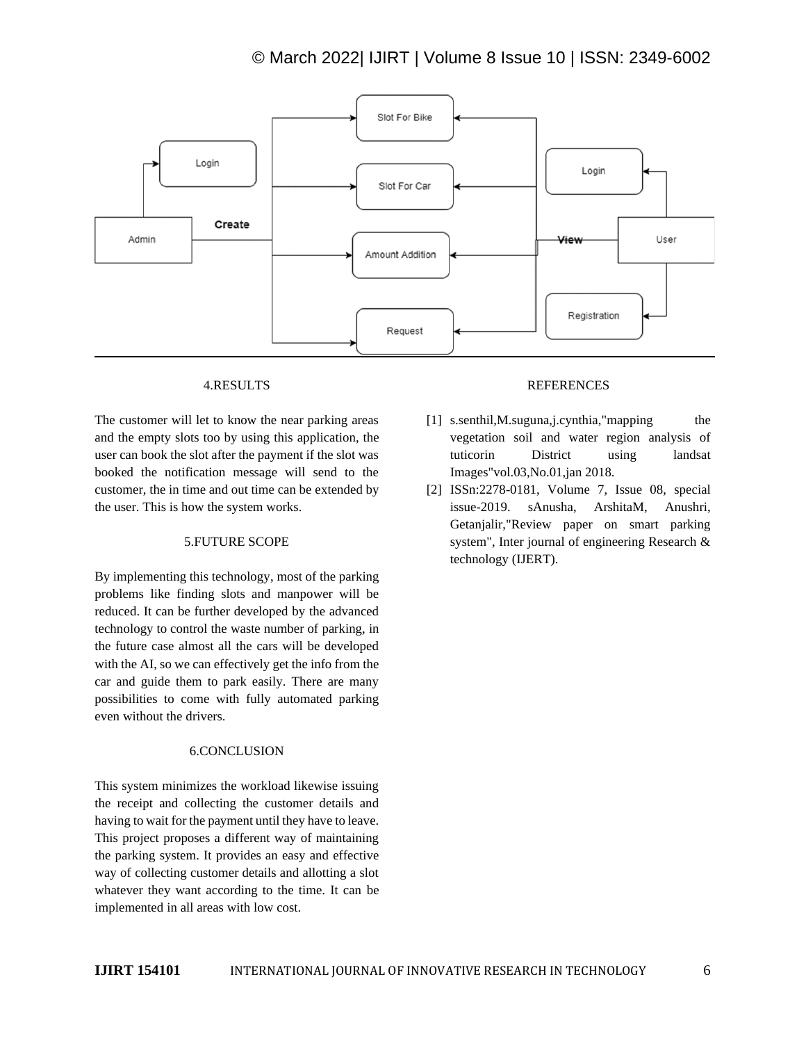Slot For Bike

Login

Slot For Car

Login

Create

Admin

Amount Addition

View

User

Registration

Request

## 4.RESULTS

The customer will let to know the near parking areas and the empty slots too by using this application, the user can book the slot after the payment if the slot was booked the notification message will send to the customer, the in time and out time can be extended by the user. This is how the system works.

## 5.FUTURE SCOPE

By implementing this technology, most of the parking problems like finding slots and manpower will be reduced. It can be further developed by the advanced technology to control the waste number of parking, in the future case almost all the cars will be developed with the AI, so we can effectively get the info from the car and guide them to park easily. There are many possibilities to come with fully automated parking even without the drivers.

## 6.CONCLUSION

This system minimizes the workload likewise issuing the receipt and collecting the customer details and having to wait for the payment until they have to leave. This project proposes a different way of maintaining the parking system. It provides an easy and effective way of collecting customer details and allotting a slot whatever they want according to the time. It can be implemented in all areas with low cost.

## REFERENCES

[1] s.senthil,M.suguna,j.cynthia,"mapping the vegetation soil and water region analysis of tuticorin District using landsat Images"vol.03,No.01,jan 2018.

[2] ISSn:2278-0181, Volume 7, Issue 08, special issue-2019. sAnusha, ArshitaM, Anushri, Getanjalir,"Review paper on smart parking system", Inter journal of engineering Research & technology (IJERT).